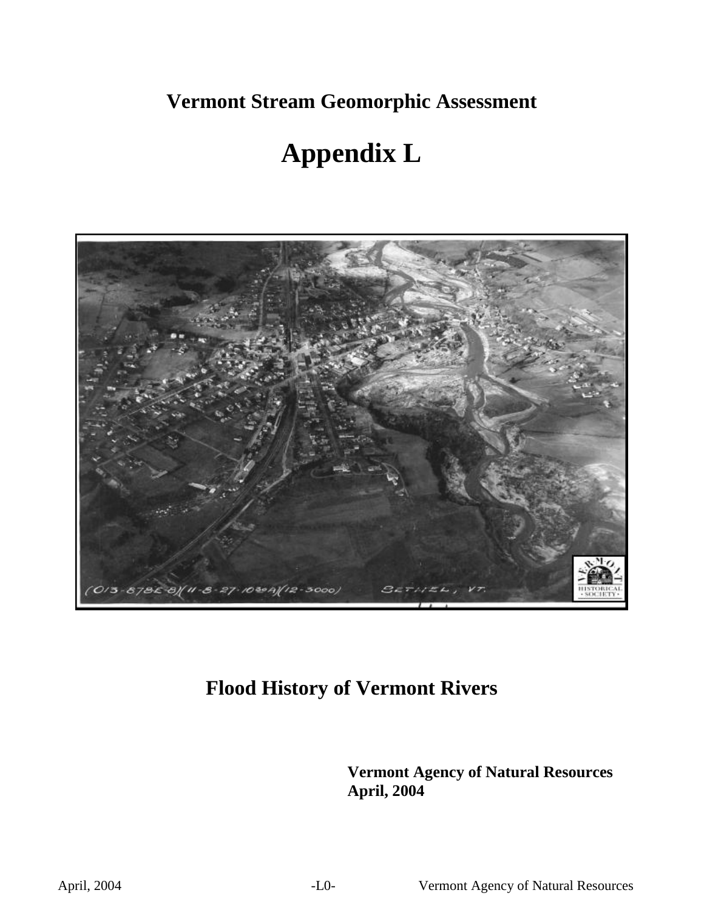# Vermont Stream Geomorphic Assessment

# Appendix L

# Flood History of Vermont Rivers

**Vermont Agency of Natural Resources**
**April, 2004**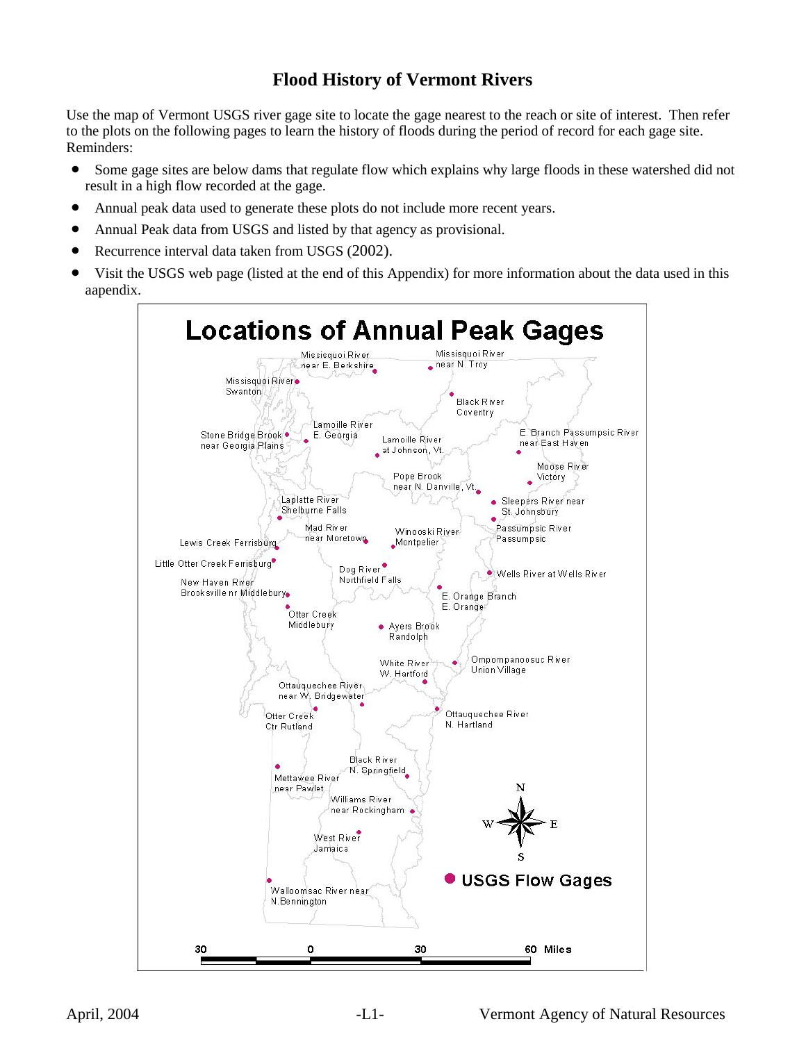# Flood History of Vermont Rivers

Use the map of Vermont USGS river gage site to locate the gage nearest to the reach or site of interest. Then refer to the plots on the following pages to learn the history of floods during the period of record for each gage site. Reminders:

- Some gage sites are below dams that regulate flow which explains why large floods in these watershed did not result in a high flow recorded at the gage.
- Annual peak data used to generate these plots do not include more recent years.
- Annual Peak data from USGS and listed by that agency as provisional.
- Recurrence interval data taken from USGS (2002).
- Visit the USGS web page (listed at the end of this Appendix) for more information about the data used in this aapendix.

## Locations of Annual Peak Gages

- Missisquoi River near E. Berkshire
- Missisquoi River near N. Troy
- Missisquoi River Swanton
- Black River Coventry
- Lamoille River E. Georgia
- Stone Bridge Brook near Georgia Plains
- Lamoille River at Johnson, Vt.
- E. Branch Passumpsic River near East Haven
- Moose River Victory
- Pope Brook near N. Danville, Vt.
- Laplatte River Shelburne Falls
- Sleepers River near St. Johnsbury
- Mad River near Moretown
- Winooski River Montpelier
- Passumpsic River Passumpsic
- Lewis Creek Ferrisburg
- Little Otter Creek Ferrisburg
- Dog River Northfield Falls
- Wells River at Wells River
- New Haven River Brooksville nr Middlebury
- E. Orange Branch E. Orange
- Otter Creek Middlebury
- Ayers Brook Randolph
- White River W. Hartford
- Ompompanoosuc River Union Village
- Ottauquechee River near W. Bridgewater
- Otter Creek Ctr Rutland
- Ottauquechee River N. Hartland
- Black River N. Springfield
- Mettawee River near Pawlet
- Williams River near Rockingham
- West River Jamaica
- Walloomsac River near N.Bennington

● USGS Flow Gages

30 0 30 60 Miles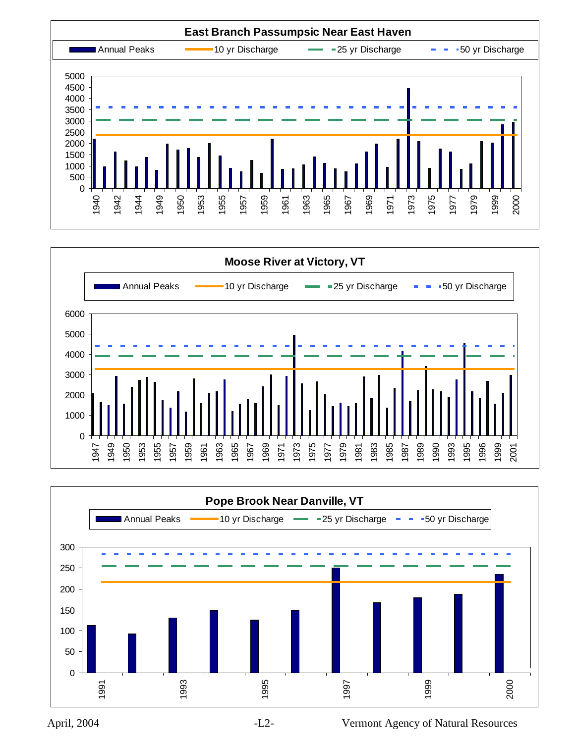### East Branch Passumpsic Near East Haven

Annual Peaks | 10 yr Discharge | 25 yr Discharge | 50 yr Discharge

### Moose River at Victory, VT

Annual Peaks | 10 yr Discharge | 25 yr Discharge | 50 yr Discharge

### Pope Brook Near Danville, VT

Annual Peaks | 10 yr Discharge | 25 yr Discharge | 50 yr Discharge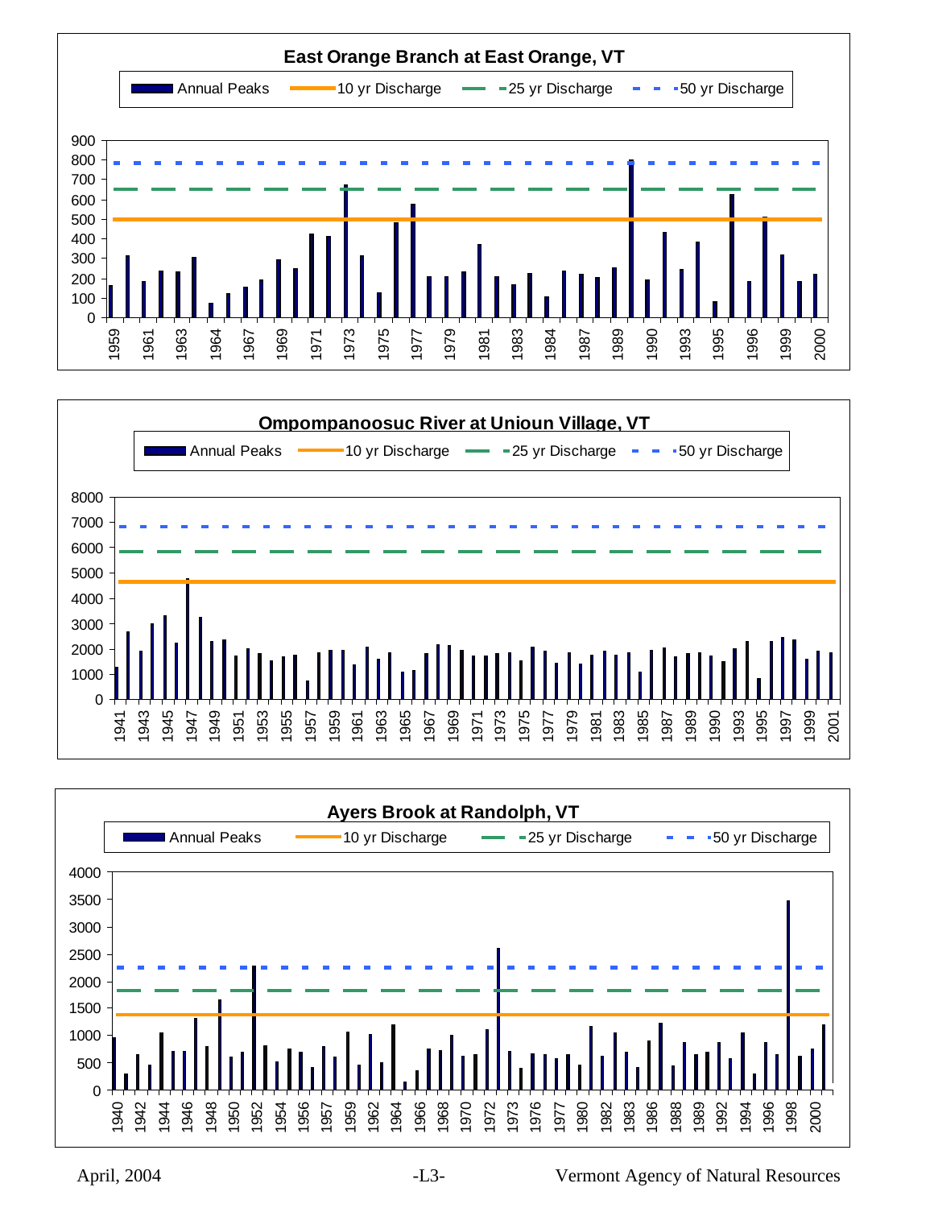**East Orange Branch at East Orange, VT**

Annual Peaks | 10 yr Discharge | 25 yr Discharge | 50 yr Discharge

**Ompompanoosuc River at Unioun Village, VT**

Annual Peaks | 10 yr Discharge | 25 yr Discharge | 50 yr Discharge

**Ayers Brook at Randolph, VT**

Annual Peaks | 10 yr Discharge | 25 yr Discharge | 50 yr Discharge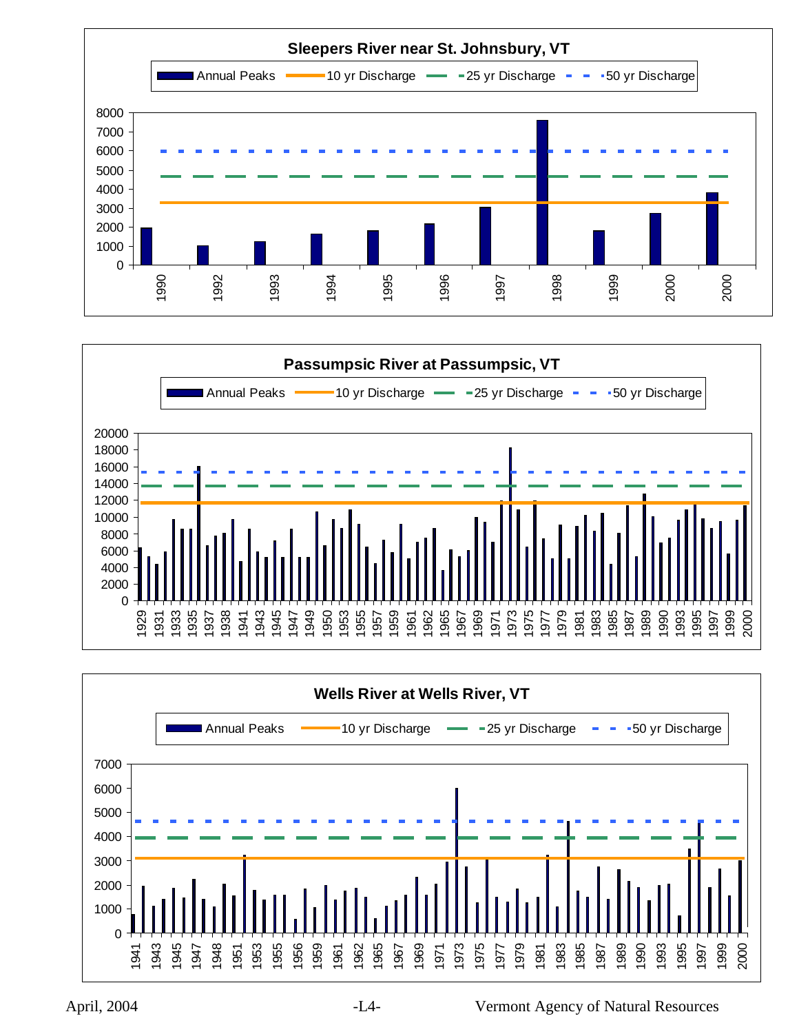**Sleepers River near St. Johnsbury, VT**

Annual Peaks | 10 yr Discharge | 25 yr Discharge | 50 yr Discharge

Y-axis: 0, 1000, 2000, 3000, 4000, 5000, 6000, 7000, 8000

X-axis: 1990, 1992, 1993, 1994, 1995, 1996, 1997, 1998, 1999, 2000, 2000

**Passumpsic River at Passumpsic, VT**

Annual Peaks | 10 yr Discharge | 25 yr Discharge | 50 yr Discharge

Y-axis: 0, 2000, 4000, 6000, 8000, 10000, 12000, 14000, 16000, 18000, 20000

X-axis: 1929, 1931, 1933, 1935, 1937, 1938, 1941, 1943, 1945, 1947, 1949, 1950, 1953, 1955, 1957, 1959, 1961, 1962, 1965, 1967, 1969, 1971, 1973, 1975, 1977, 1979, 1981, 1983, 1985, 1987, 1989, 1990, 1993, 1995, 1997, 1999, 2000

**Wells River at Wells River, VT**

Annual Peaks | 10 yr Discharge | 25 yr Discharge | 50 yr Discharge

Y-axis: 0, 1000, 2000, 3000, 4000, 5000, 6000, 7000

X-axis: 1941, 1943, 1945, 1947, 1948, 1951, 1953, 1955, 1956, 1959, 1961, 1962, 1965, 1967, 1969, 1971, 1973, 1975, 1977, 1979, 1981, 1983, 1985, 1987, 1989, 1990, 1993, 1995, 1997, 1999, 2000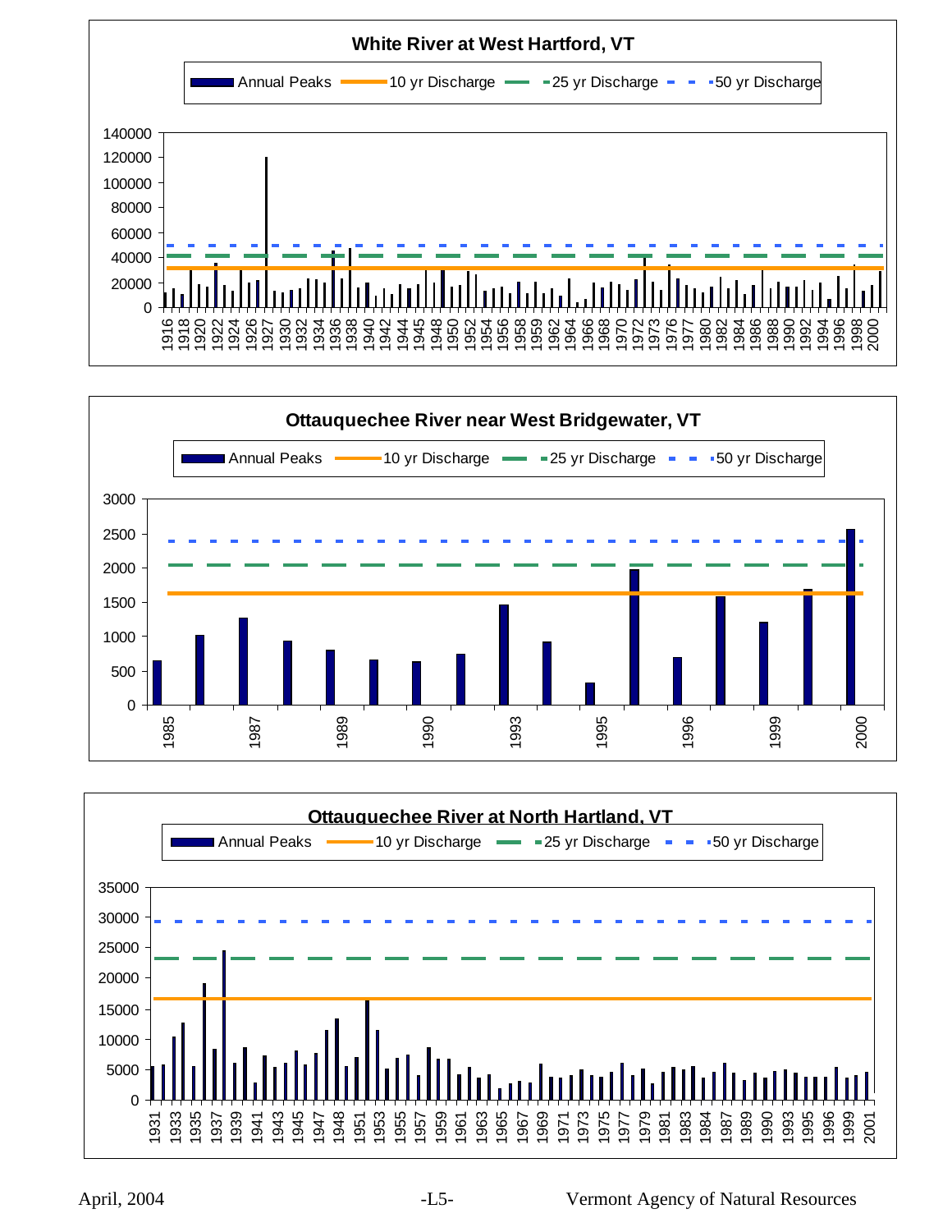**White River at West Hartford, VT**

Legend: Annual Peaks | 10 yr Discharge | 25 yr Discharge | 50 yr Discharge

Y-axis: 0, 20000, 40000, 60000, 80000, 100000, 120000, 140000

X-axis: 1916, 1918, 1920, 1922, 1924, 1926, 1927, 1930, 1932, 1934, 1936, 1938, 1940, 1942, 1944, 1945, 1948, 1950, 1952, 1954, 1956, 1958, 1959, 1962, 1964, 1966, 1968, 1970, 1972, 1973, 1976, 1977, 1980, 1982, 1984, 1986, 1988, 1990, 1992, 1994, 1996, 1998, 2000

**Ottauquechee River near West Bridgewater, VT**

Legend: Annual Peaks | 10 yr Discharge | 25 yr Discharge | 50 yr Discharge

Y-axis: 0, 500, 1000, 1500, 2000, 2500, 3000

X-axis: 1985, 1987, 1989, 1990, 1993, 1995, 1996, 1999, 2000

**Ottauquechee River at North Hartland, VT**

Legend: Annual Peaks | 10 yr Discharge | 25 yr Discharge | 50 yr Discharge

Y-axis: 0, 5000, 10000, 15000, 20000, 25000, 30000, 35000

X-axis: 1931, 1933, 1935, 1937, 1939, 1941, 1943, 1945, 1947, 1948, 1951, 1953, 1955, 1957, 1959, 1961, 1963, 1965, 1967, 1969, 1971, 1973, 1975, 1977, 1979, 1981, 1983, 1984, 1987, 1989, 1990, 1993, 1995, 1996, 1999, 2001

April, 2004 -L5- Vermont Agency of Natural Resources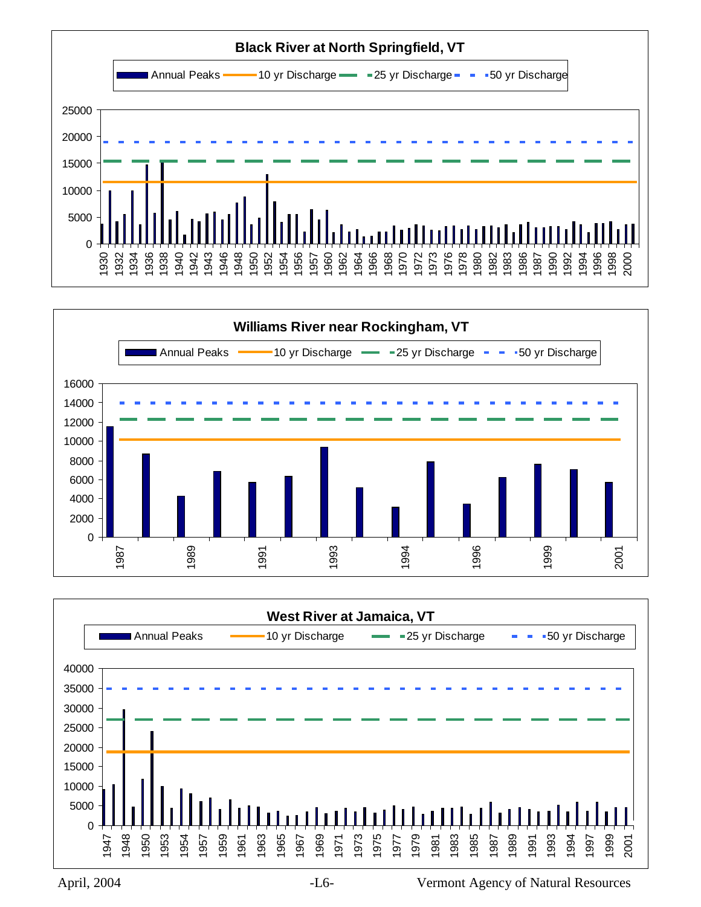**Black River at North Springfield, VT**

Annual Peaks | 10 yr Discharge | 25 yr Discharge | 50 yr Discharge

Y-axis: 0, 5000, 10000, 15000, 20000, 25000

X-axis: 1930, 1932, 1934, 1936, 1938, 1940, 1942, 1943, 1946, 1948, 1950, 1952, 1954, 1956, 1957, 1960, 1962, 1964, 1966, 1968, 1970, 1972, 1973, 1976, 1978, 1980, 1982, 1983, 1986, 1987, 1990, 1992, 1994, 1996, 1998, 2000

**Williams River near Rockingham, VT**

Annual Peaks | 10 yr Discharge | 25 yr Discharge | 50 yr Discharge

Y-axis: 0, 2000, 4000, 6000, 8000, 10000, 12000, 14000, 16000

X-axis: 1987, 1989, 1991, 1993, 1994, 1996, 1999, 2001

**West River at Jamaica, VT**

Annual Peaks | 10 yr Discharge | 25 yr Discharge | 50 yr Discharge

Y-axis: 0, 5000, 10000, 15000, 20000, 25000, 30000, 35000, 40000

X-axis: 1947, 1948, 1950, 1953, 1954, 1957, 1959, 1961, 1963, 1965, 1967, 1969, 1971, 1973, 1975, 1977, 1979, 1981, 1983, 1985, 1987, 1989, 1991, 1993, 1994, 1997, 1999, 2001

April, 2004 | Vermont Agency of Natural Resources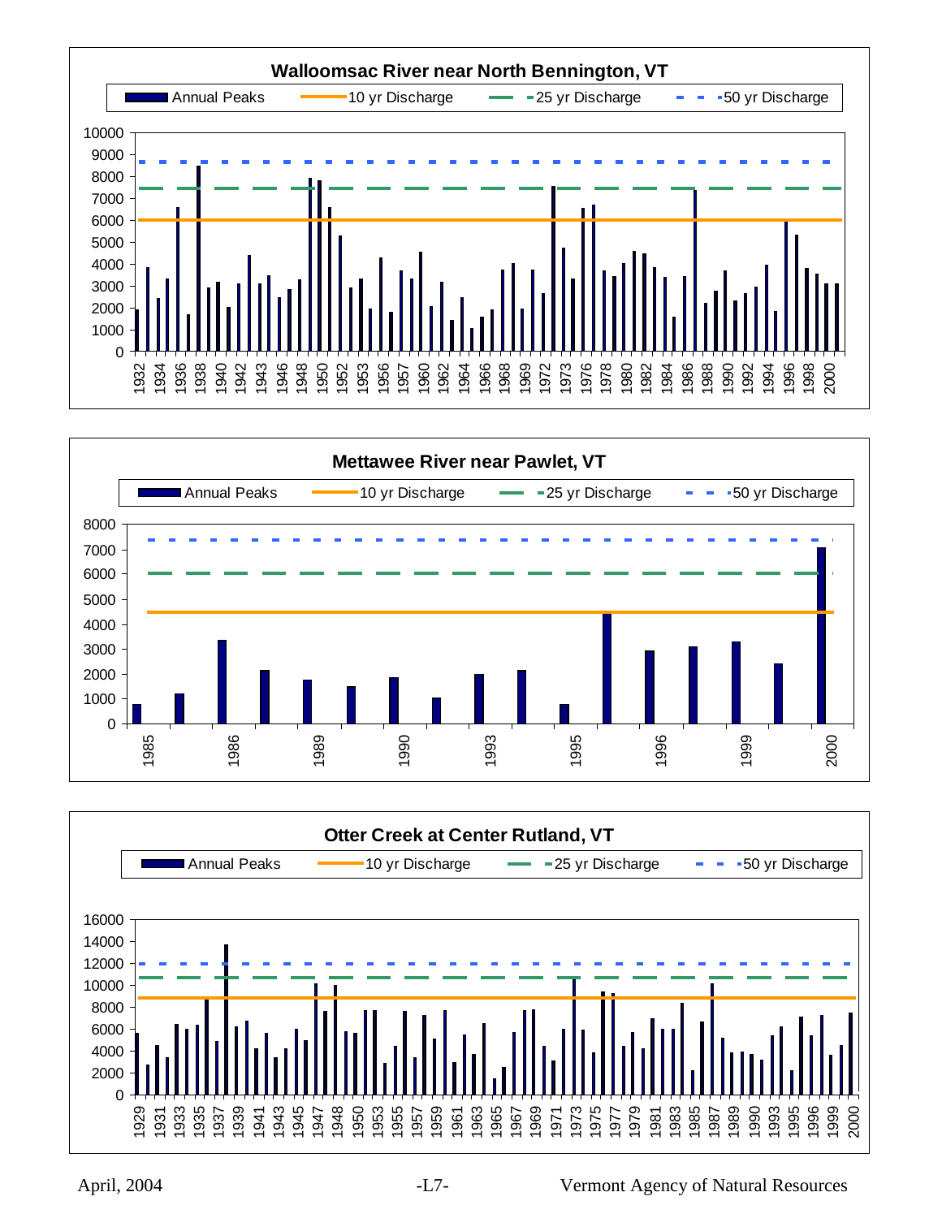**Walloomsac River near North Bennington, VT**

Annual Peaks | 10 yr Discharge | 25 yr Discharge | 50 yr Discharge

**Mettawee River near Pawlet, VT**

Annual Peaks | 10 yr Discharge | 25 yr Discharge | 50 yr Discharge

**Otter Creek at Center Rutland, VT**

Annual Peaks | 10 yr Discharge | 25 yr Discharge | 50 yr Discharge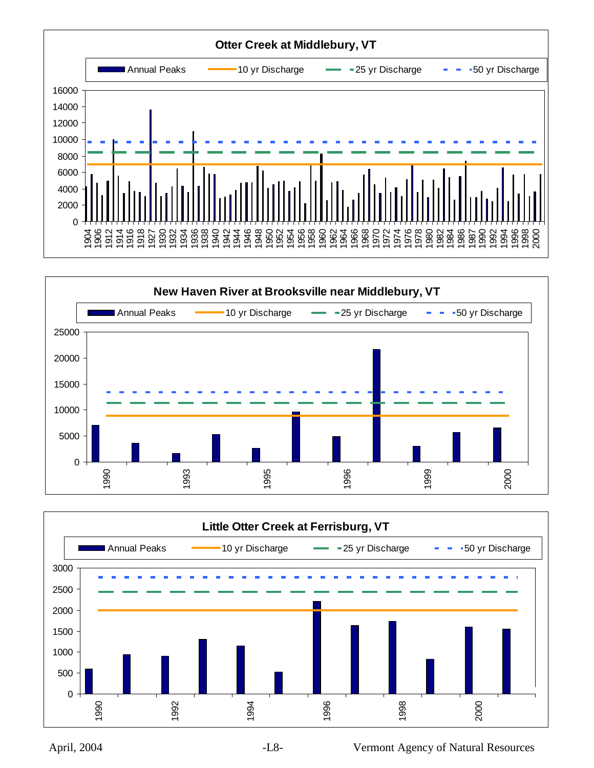## Otter Creek at Middlebury, VT

Legend: Annual Peaks | 10 yr Discharge | 25 yr Discharge | 50 yr Discharge

Y-axis: 0, 2000, 4000, 6000, 8000, 10000, 12000, 14000, 16000

X-axis: 1904, 1906, 1912, 1914, 1916, 1918, 1927, 1930, 1932, 1934, 1936, 1938, 1940, 1942, 1944, 1946, 1948, 1950, 1952, 1954, 1956, 1958, 1960, 1962, 1964, 1966, 1968, 1970, 1972, 1974, 1976, 1978, 1980, 1982, 1984, 1986, 1987, 1990, 1992, 1994, 1996, 1998, 2000

## New Haven River at Brooksville near Middlebury, VT

Legend: Annual Peaks | 10 yr Discharge | 25 yr Discharge | 50 yr Discharge

Y-axis: 0, 5000, 10000, 15000, 20000, 25000

X-axis: 1990, 1993, 1995, 1996, 1999, 2000

## Little Otter Creek at Ferrisburg, VT

Legend: Annual Peaks | 10 yr Discharge | 25 yr Discharge | 50 yr Discharge

Y-axis: 0, 500, 1000, 1500, 2000, 2500, 3000

X-axis: 1990, 1992, 1994, 1996, 1998, 2000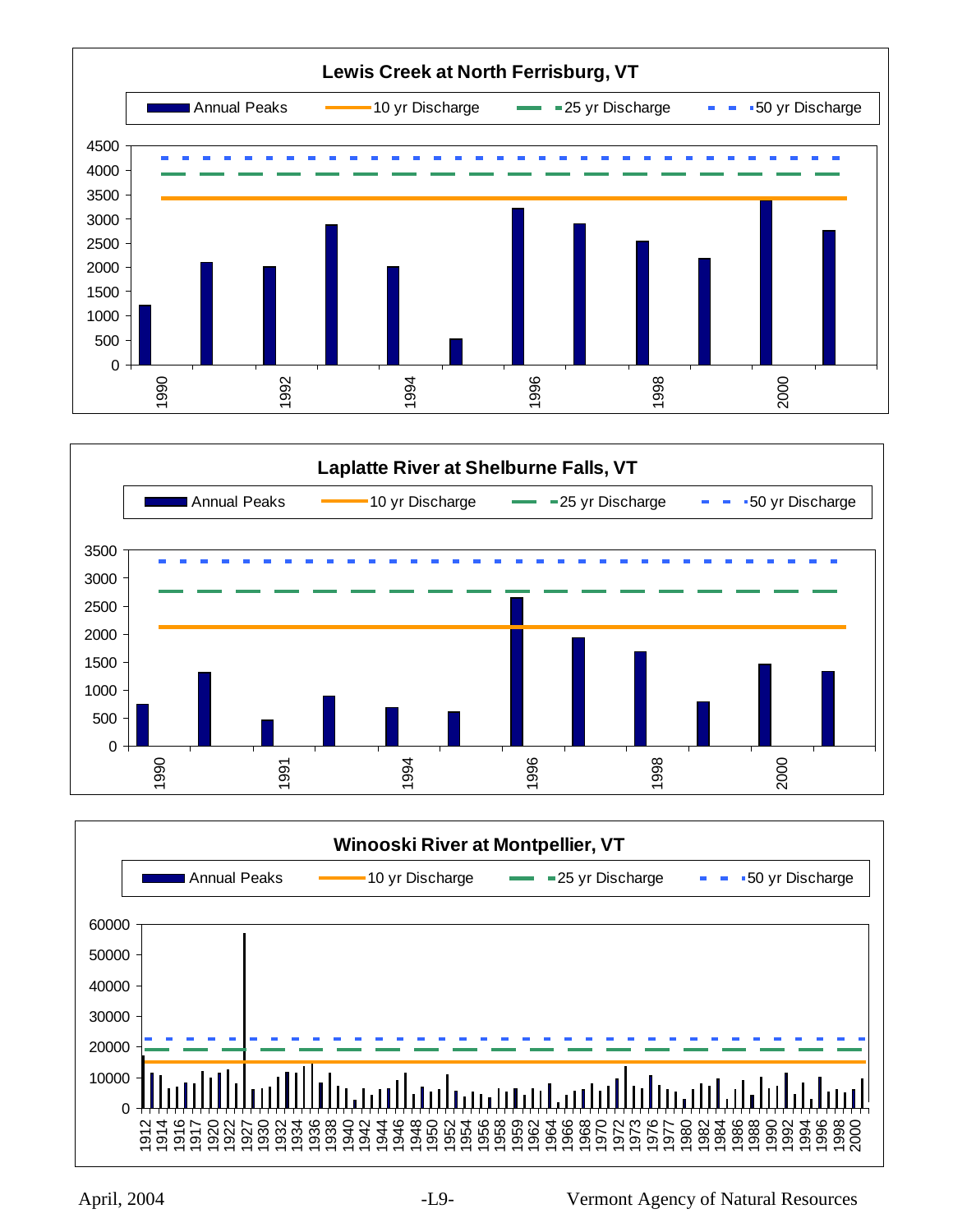## Lewis Creek at North Ferrisburg, VT

Annual Peaks | 10 yr Discharge | 25 yr Discharge | 50 yr Discharge

4500
4000
3500
3000
2500
2000
1500
1000
500
0

1990 1992 1994 1996 1998 2000

## Laplatte River at Shelburne Falls, VT

Annual Peaks | 10 yr Discharge | 25 yr Discharge | 50 yr Discharge

3500
3000
2500
2000
1500
1000
500
0

1990 1991 1994 1996 1998 2000

## Winooski River at Montpellier, VT

Annual Peaks | 10 yr Discharge | 25 yr Discharge | 50 yr Discharge

60000
50000
40000
30000
20000
10000
0

1912 1914 1916 1917 1920 1922 1927 1930 1932 1934 1936 1938 1940 1942 1944 1946 1948 1950 1952 1954 1956 1958 1959 1962 1964 1966 1968 1970 1972 1973 1976 1977 1980 1982 1984 1986 1988 1990 1992 1994 1996 1998 2000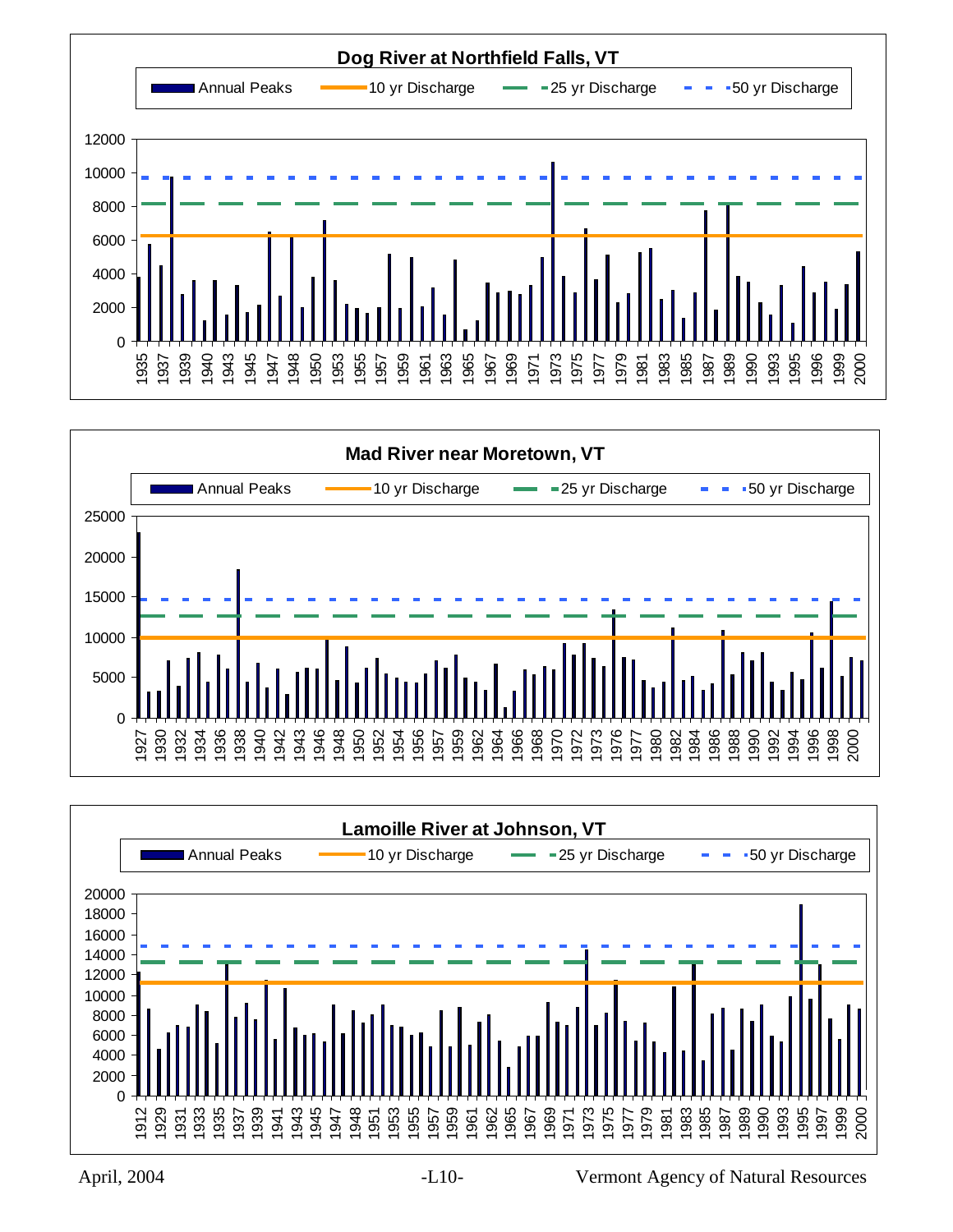### Dog River at Northfield Falls, VT

Annual Peaks | 10 yr Discharge | 25 yr Discharge | 50 yr Discharge

### Mad River near Moretown, VT

Annual Peaks | 10 yr Discharge | 25 yr Discharge | 50 yr Discharge

### Lamoille River at Johnson, VT

Annual Peaks | 10 yr Discharge | 25 yr Discharge | 50 yr Discharge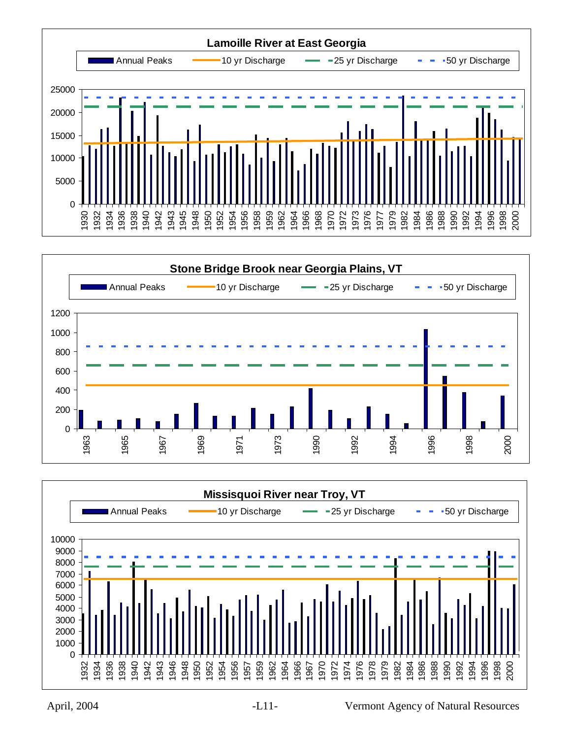**Lamoille River at East Georgia**

Legend: Annual Peaks | 10 yr Discharge | 25 yr Discharge | 50 yr Discharge

**Stone Bridge Brook near Georgia Plains, VT**

Legend: Annual Peaks | 10 yr Discharge | 25 yr Discharge | 50 yr Discharge

**Missisquoi River near Troy, VT**

Legend: Annual Peaks | 10 yr Discharge | 25 yr Discharge | 50 yr Discharge

April, 2004 — Vermont Agency of Natural Resources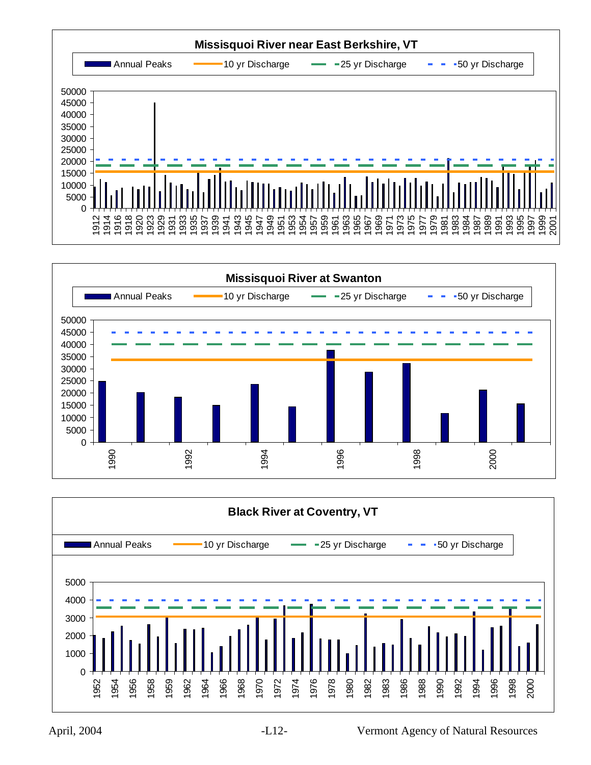**Missisquoi River near East Berkshire, VT**

Annual Peaks | 10 yr Discharge | 25 yr Discharge | 50 yr Discharge

**Missisquoi River at Swanton**

Annual Peaks | 10 yr Discharge | 25 yr Discharge | 50 yr Discharge

**Black River at Coventry, VT**

Annual Peaks | 10 yr Discharge | 25 yr Discharge | 50 yr Discharge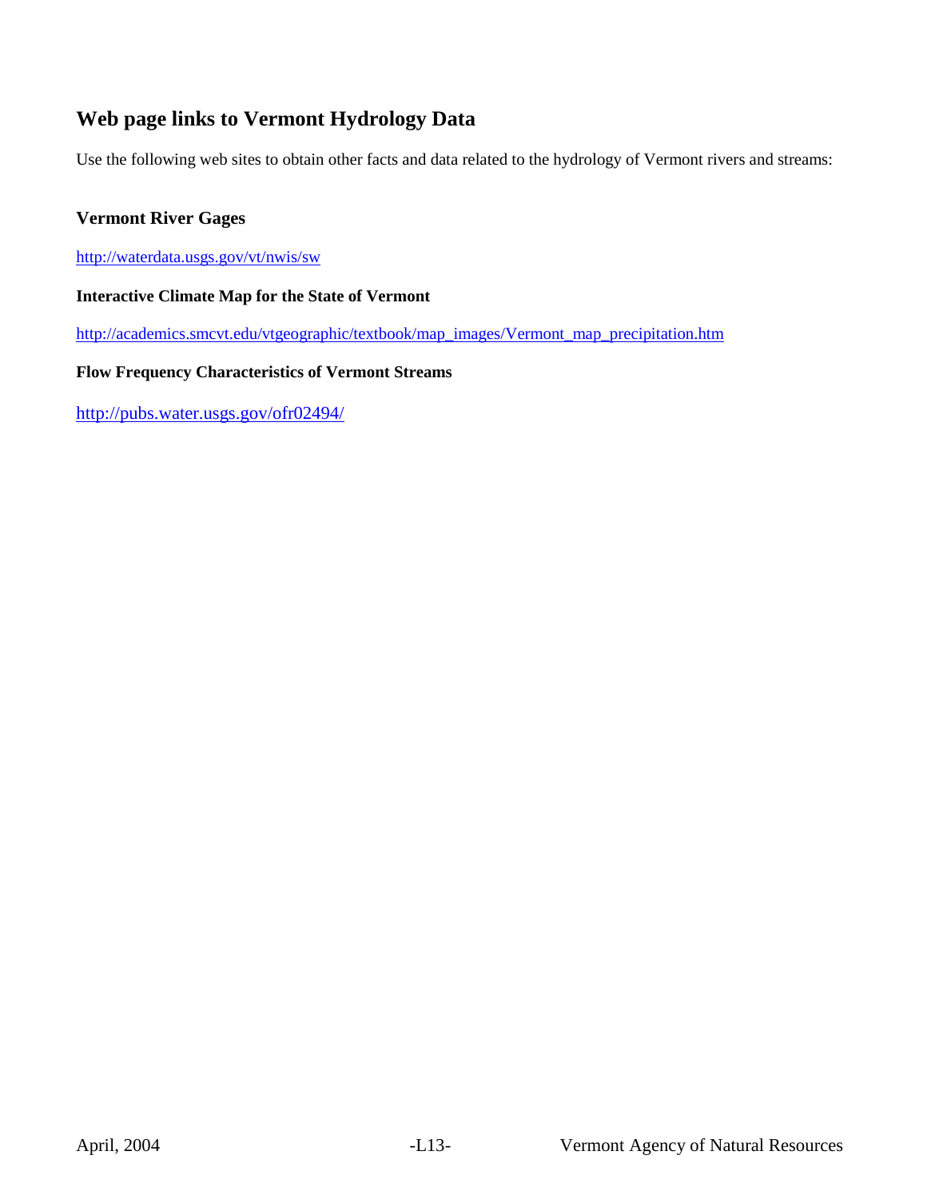## Web page links to Vermont Hydrology Data

Use the following web sites to obtain other facts and data related to the hydrology of Vermont rivers and streams:

### Vermont River Gages

http://waterdata.usgs.gov/vt/nwis/sw

**Interactive Climate Map for the State of Vermont**

http://academics.smcvt.edu/vtgeographic/textbook/map_images/Vermont_map_precipitation.htm

**Flow Frequency Characteristics of Vermont Streams**

http://pubs.water.usgs.gov/ofr02494/